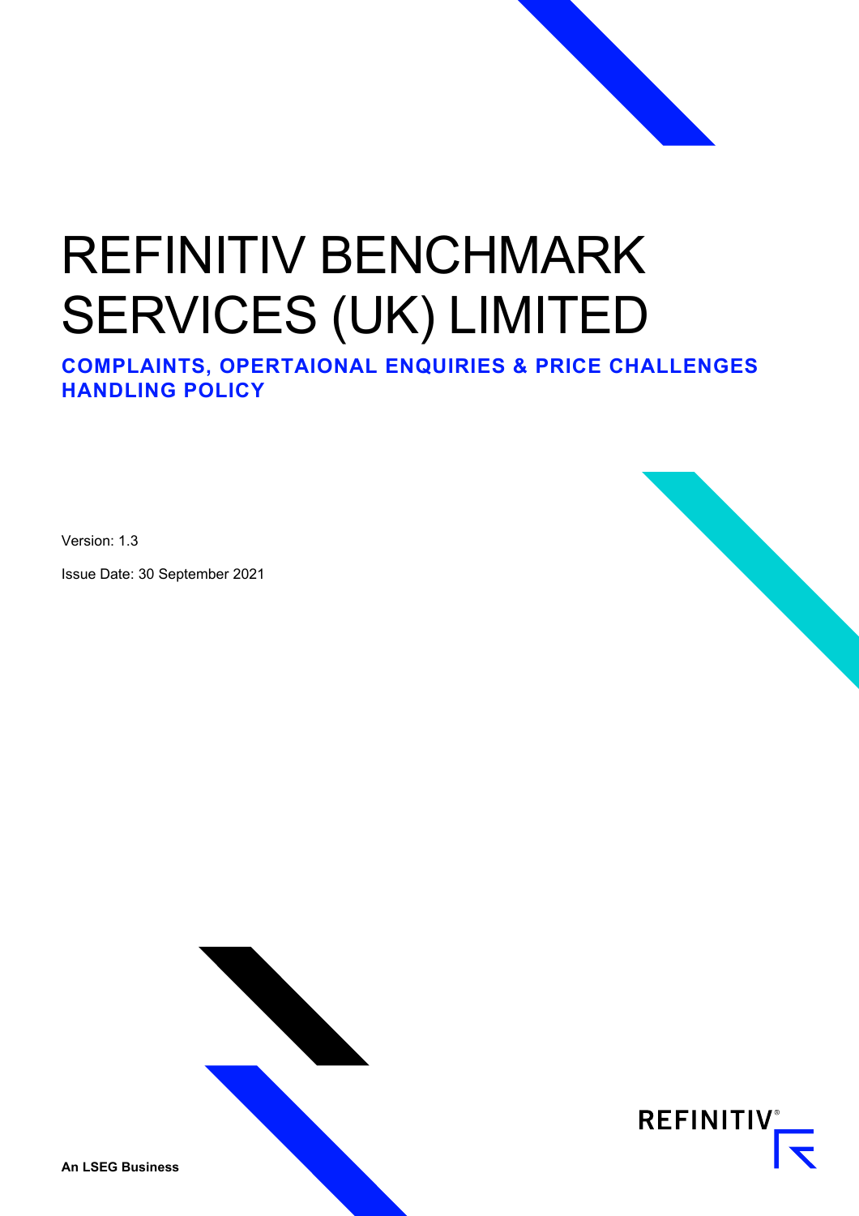# REFINITIV BENCHMARK SERVICES (UK) LIMITED

## COMPLAINTS, OPERTAIONAL ENQUIRIES & PRICE CHALLENGES HANDLING POLICY

Version: 1.3

Issue Date: 30 September 2021

REFINITIV®

**An LSEG Business**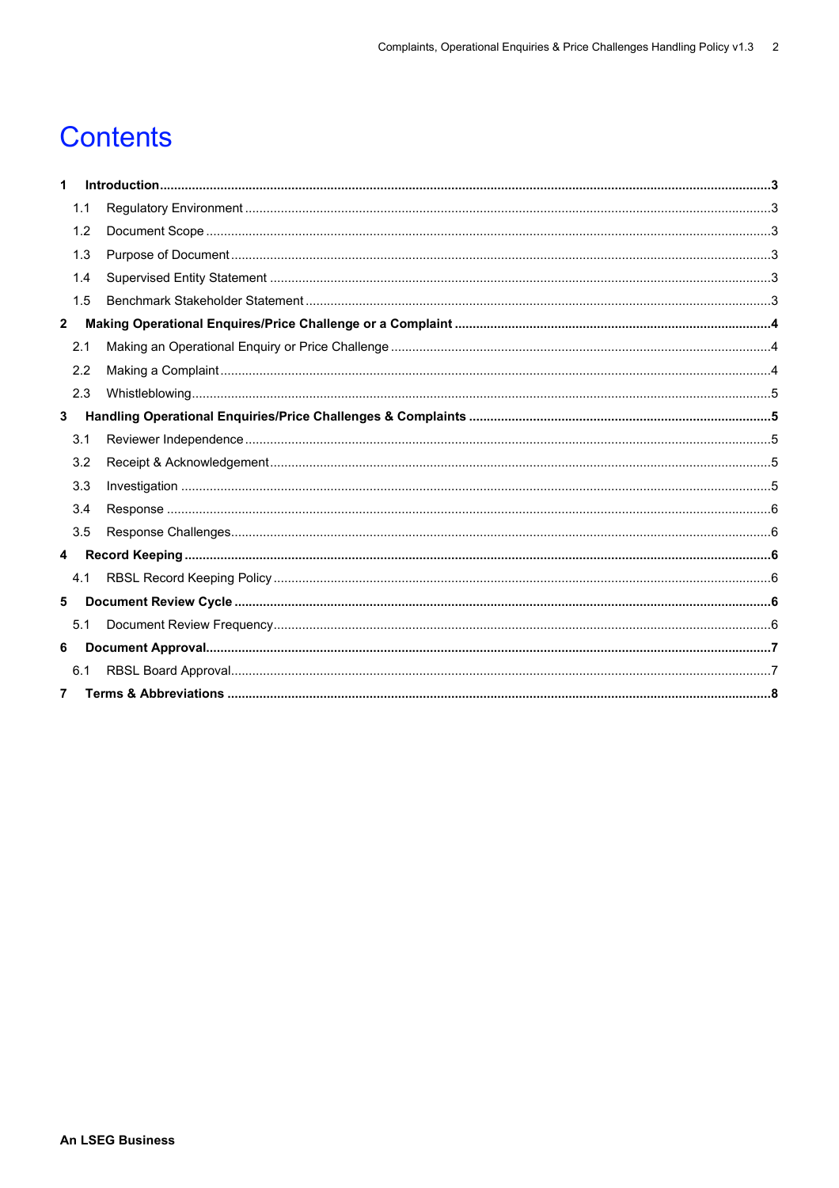# Contents

**1 Introduction .......... 3**

- 1.1 Regulatory Environment .......... 3
- 1.2 Document Scope .......... 3
- 1.3 Purpose of Document .......... 3
- 1.4 Supervised Entity Statement .......... 3
- 1.5 Benchmark Stakeholder Statement .......... 3

**2 Making Operational Enquires/Price Challenge or a Complaint .......... 4**

- 2.1 Making an Operational Enquiry or Price Challenge .......... 4
- 2.2 Making a Complaint .......... 4
- 2.3 Whistleblowing .......... 5

**3 Handling Operational Enquiries/Price Challenges & Complaints .......... 5**

- 3.1 Reviewer Independence .......... 5
- 3.2 Receipt & Acknowledgement .......... 5
- 3.3 Investigation .......... 5
- 3.4 Response .......... 6
- 3.5 Response Challenges .......... 6

**4 Record Keeping .......... 6**

- 4.1 RBSL Record Keeping Policy .......... 6

**5 Document Review Cycle .......... 6**

- 5.1 Document Review Frequency .......... 6

**6 Document Approval .......... 7**

- 6.1 RBSL Board Approval .......... 7

**7 Terms & Abbreviations .......... 8**

**An LSEG Business**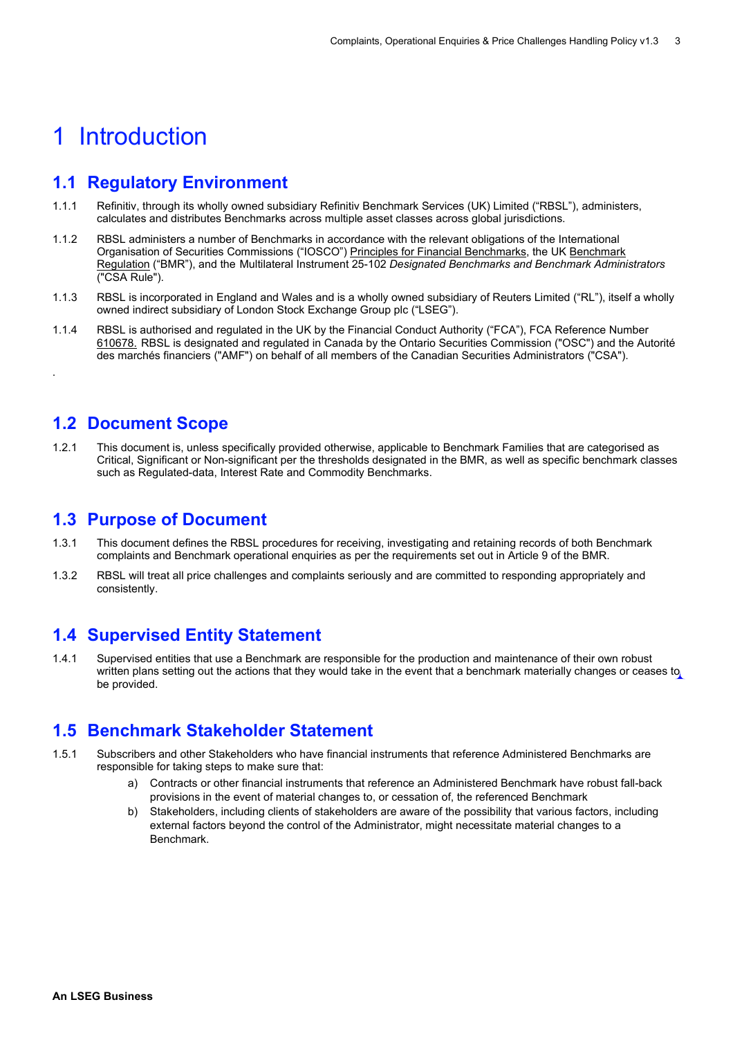# 1 Introduction

## 1.1 Regulatory Environment

1.1.1 Refinitiv, through its wholly owned subsidiary Refinitiv Benchmark Services (UK) Limited (“RBSL”), administers, calculates and distributes Benchmarks across multiple asset classes across global jurisdictions.

1.1.2 RBSL administers a number of Benchmarks in accordance with the relevant obligations of the International Organisation of Securities Commissions (“IOSCO”) Principles for Financial Benchmarks, the UK Benchmark Regulation (“BMR”), and the Multilateral Instrument 25-102 *Designated Benchmarks and Benchmark Administrators* ("CSA Rule").

1.1.3 RBSL is incorporated in England and Wales and is a wholly owned subsidiary of Reuters Limited (“RL”), itself a wholly owned indirect subsidiary of London Stock Exchange Group plc (“LSEG”).

1.1.4 RBSL is authorised and regulated in the UK by the Financial Conduct Authority (“FCA”), FCA Reference Number 610678. RBSL is designated and regulated in Canada by the Ontario Securities Commission ("OSC") and the Autorité des marchés financiers ("AMF") on behalf of all members of the Canadian Securities Administrators ("CSA").

.

## 1.2 Document Scope

1.2.1 This document is, unless specifically provided otherwise, applicable to Benchmark Families that are categorised as Critical, Significant or Non-significant per the thresholds designated in the BMR, as well as specific benchmark classes such as Regulated-data, Interest Rate and Commodity Benchmarks.

## 1.3 Purpose of Document

1.3.1 This document defines the RBSL procedures for receiving, investigating and retaining records of both Benchmark complaints and Benchmark operational enquiries as per the requirements set out in Article 9 of the BMR.

1.3.2 RBSL will treat all price challenges and complaints seriously and are committed to responding appropriately and consistently.

## 1.4 Supervised Entity Statement

1.4.1 Supervised entities that use a Benchmark are responsible for the production and maintenance of their own robust written plans setting out the actions that they would take in the event that a benchmark materially changes or ceases to be provided.

## 1.5 Benchmark Stakeholder Statement

1.5.1 Subscribers and other Stakeholders who have financial instruments that reference Administered Benchmarks are responsible for taking steps to make sure that:

a) Contracts or other financial instruments that reference an Administered Benchmark have robust fall-back provisions in the event of material changes to, or cessation of, the referenced Benchmark

b) Stakeholders, including clients of stakeholders are aware of the possibility that various factors, including external factors beyond the control of the Administrator, might necessitate material changes to a Benchmark.

**An LSEG Business**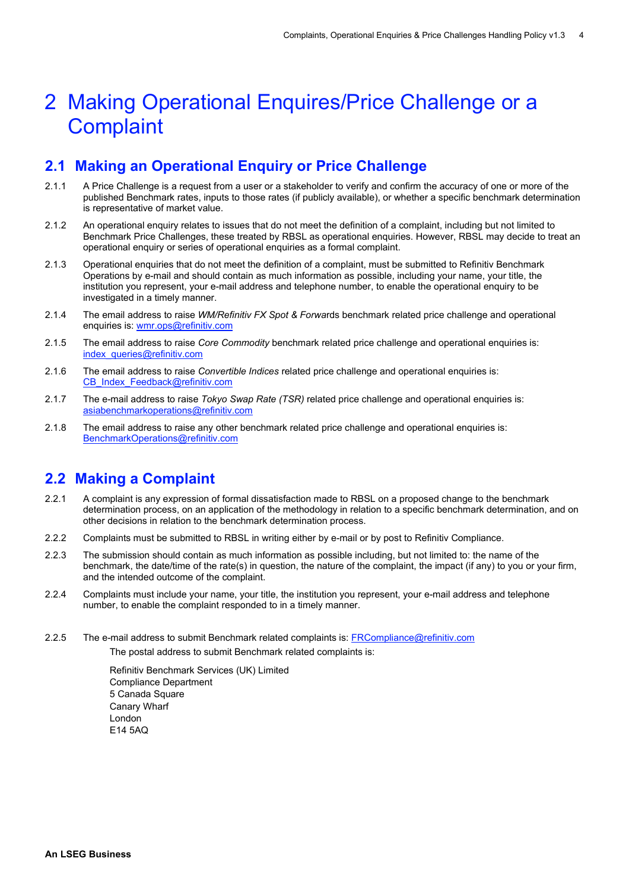# 2 Making Operational Enquires/Price Challenge or a Complaint

## 2.1 Making an Operational Enquiry or Price Challenge

2.1.1 A Price Challenge is a request from a user or a stakeholder to verify and confirm the accuracy of one or more of the published Benchmark rates, inputs to those rates (if publicly available), or whether a specific benchmark determination is representative of market value.

2.1.2 An operational enquiry relates to issues that do not meet the definition of a complaint, including but not limited to Benchmark Price Challenges, these treated by RBSL as operational enquiries. However, RBSL may decide to treat an operational enquiry or series of operational enquiries as a formal complaint.

2.1.3 Operational enquiries that do not meet the definition of a complaint, must be submitted to Refinitiv Benchmark Operations by e-mail and should contain as much information as possible, including your name, your title, the institution you represent, your e-mail address and telephone number, to enable the operational enquiry to be investigated in a timely manner.

2.1.4 The email address to raise *WM/Refinitiv FX Spot & Forwa*rds benchmark related price challenge and operational enquiries is: wmr.ops@refinitiv.com

2.1.5 The email address to raise *Core Commodity* benchmark related price challenge and operational enquiries is: index_queries@refinitiv.com

2.1.6 The email address to raise *Convertible Indices* related price challenge and operational enquiries is: CB_Index_Feedback@refinitiv.com

2.1.7 The e-mail address to raise *Tokyo Swap Rate (TSR)* related price challenge and operational enquiries is: asiabenchmarkoperations@refinitiv.com

2.1.8 The email address to raise any other benchmark related price challenge and operational enquiries is: BenchmarkOperations@refinitiv.com

## 2.2 Making a Complaint

2.2.1 A complaint is any expression of formal dissatisfaction made to RBSL on a proposed change to the benchmark determination process, on an application of the methodology in relation to a specific benchmark determination, and on other decisions in relation to the benchmark determination process.

2.2.2 Complaints must be submitted to RBSL in writing either by e-mail or by post to Refinitiv Compliance.

2.2.3 The submission should contain as much information as possible including, but not limited to: the name of the benchmark, the date/time of the rate(s) in question, the nature of the complaint, the impact (if any) to you or your firm, and the intended outcome of the complaint.

2.2.4 Complaints must include your name, your title, the institution you represent, your e-mail address and telephone number, to enable the complaint responded to in a timely manner.

2.2.5 The e-mail address to submit Benchmark related complaints is: FRCompliance@refinitiv.com

The postal address to submit Benchmark related complaints is:

Refinitiv Benchmark Services (UK) Limited
Compliance Department
5 Canada Square
Canary Wharf
London
E14 5AQ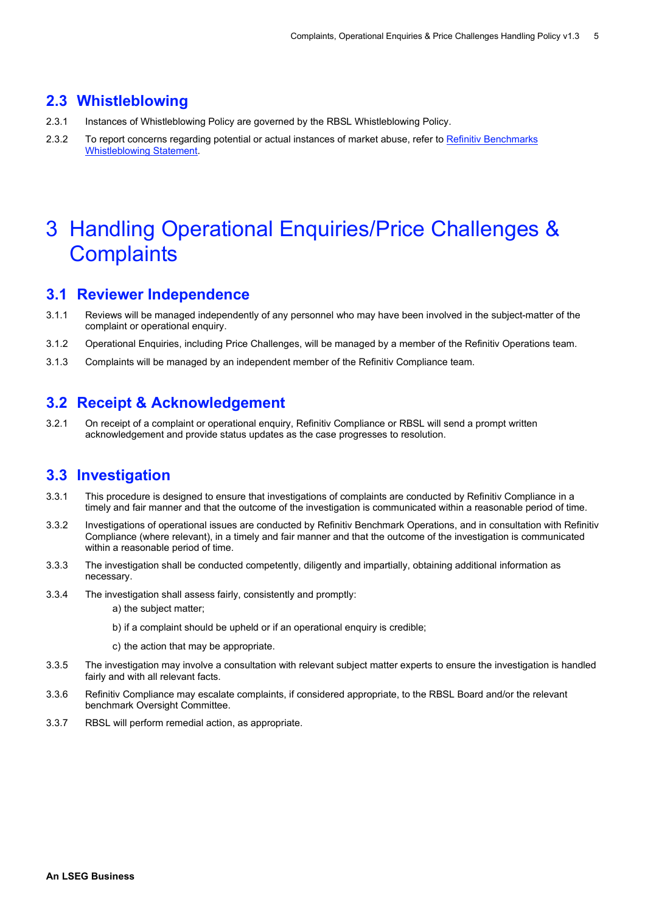## 2.3 Whistleblowing

2.3.1 Instances of Whistleblowing Policy are governed by the RBSL Whistleblowing Policy.

2.3.2 To report concerns regarding potential or actual instances of market abuse, refer to Refinitiv Benchmarks Whistleblowing Statement.

# 3 Handling Operational Enquiries/Price Challenges & Complaints

## 3.1 Reviewer Independence

3.1.1 Reviews will be managed independently of any personnel who may have been involved in the subject-matter of the complaint or operational enquiry.

3.1.2 Operational Enquiries, including Price Challenges, will be managed by a member of the Refinitiv Operations team.

3.1.3 Complaints will be managed by an independent member of the Refinitiv Compliance team.

## 3.2 Receipt & Acknowledgement

3.2.1 On receipt of a complaint or operational enquiry, Refinitiv Compliance or RBSL will send a prompt written acknowledgement and provide status updates as the case progresses to resolution.

## 3.3 Investigation

3.3.1 This procedure is designed to ensure that investigations of complaints are conducted by Refinitiv Compliance in a timely and fair manner and that the outcome of the investigation is communicated within a reasonable period of time.

3.3.2 Investigations of operational issues are conducted by Refinitiv Benchmark Operations, and in consultation with Refinitiv Compliance (where relevant), in a timely and fair manner and that the outcome of the investigation is communicated within a reasonable period of time.

3.3.3 The investigation shall be conducted competently, diligently and impartially, obtaining additional information as necessary.

3.3.4 The investigation shall assess fairly, consistently and promptly:

a) the subject matter;

b) if a complaint should be upheld or if an operational enquiry is credible;

c) the action that may be appropriate.

3.3.5 The investigation may involve a consultation with relevant subject matter experts to ensure the investigation is handled fairly and with all relevant facts.

3.3.6 Refinitiv Compliance may escalate complaints, if considered appropriate, to the RBSL Board and/or the relevant benchmark Oversight Committee.

3.3.7 RBSL will perform remedial action, as appropriate.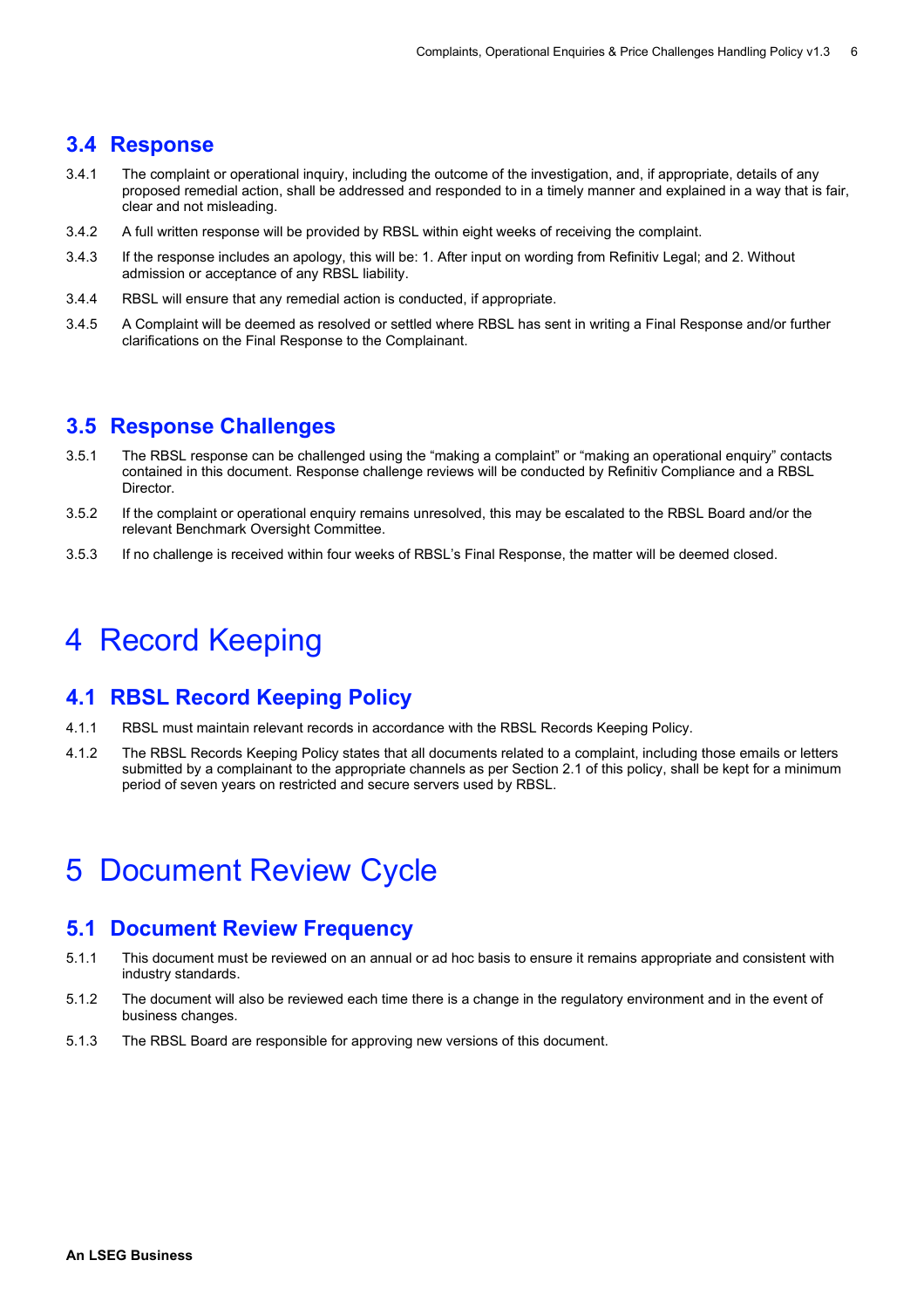## 3.4 Response

3.4.1 The complaint or operational inquiry, including the outcome of the investigation, and, if appropriate, details of any proposed remedial action, shall be addressed and responded to in a timely manner and explained in a way that is fair, clear and not misleading.

3.4.2 A full written response will be provided by RBSL within eight weeks of receiving the complaint.

3.4.3 If the response includes an apology, this will be: 1. After input on wording from Refinitiv Legal; and 2. Without admission or acceptance of any RBSL liability.

3.4.4 RBSL will ensure that any remedial action is conducted, if appropriate.

3.4.5 A Complaint will be deemed as resolved or settled where RBSL has sent in writing a Final Response and/or further clarifications on the Final Response to the Complainant.

## 3.5 Response Challenges

3.5.1 The RBSL response can be challenged using the "making a complaint" or "making an operational enquiry" contacts contained in this document. Response challenge reviews will be conducted by Refinitiv Compliance and a RBSL Director.

3.5.2 If the complaint or operational enquiry remains unresolved, this may be escalated to the RBSL Board and/or the relevant Benchmark Oversight Committee.

3.5.3 If no challenge is received within four weeks of RBSL's Final Response, the matter will be deemed closed.

# 4 Record Keeping

## 4.1 RBSL Record Keeping Policy

4.1.1 RBSL must maintain relevant records in accordance with the RBSL Records Keeping Policy.

4.1.2 The RBSL Records Keeping Policy states that all documents related to a complaint, including those emails or letters submitted by a complainant to the appropriate channels as per Section 2.1 of this policy, shall be kept for a minimum period of seven years on restricted and secure servers used by RBSL.

# 5 Document Review Cycle

## 5.1 Document Review Frequency

5.1.1 This document must be reviewed on an annual or ad hoc basis to ensure it remains appropriate and consistent with industry standards.

5.1.2 The document will also be reviewed each time there is a change in the regulatory environment and in the event of business changes.

5.1.3 The RBSL Board are responsible for approving new versions of this document.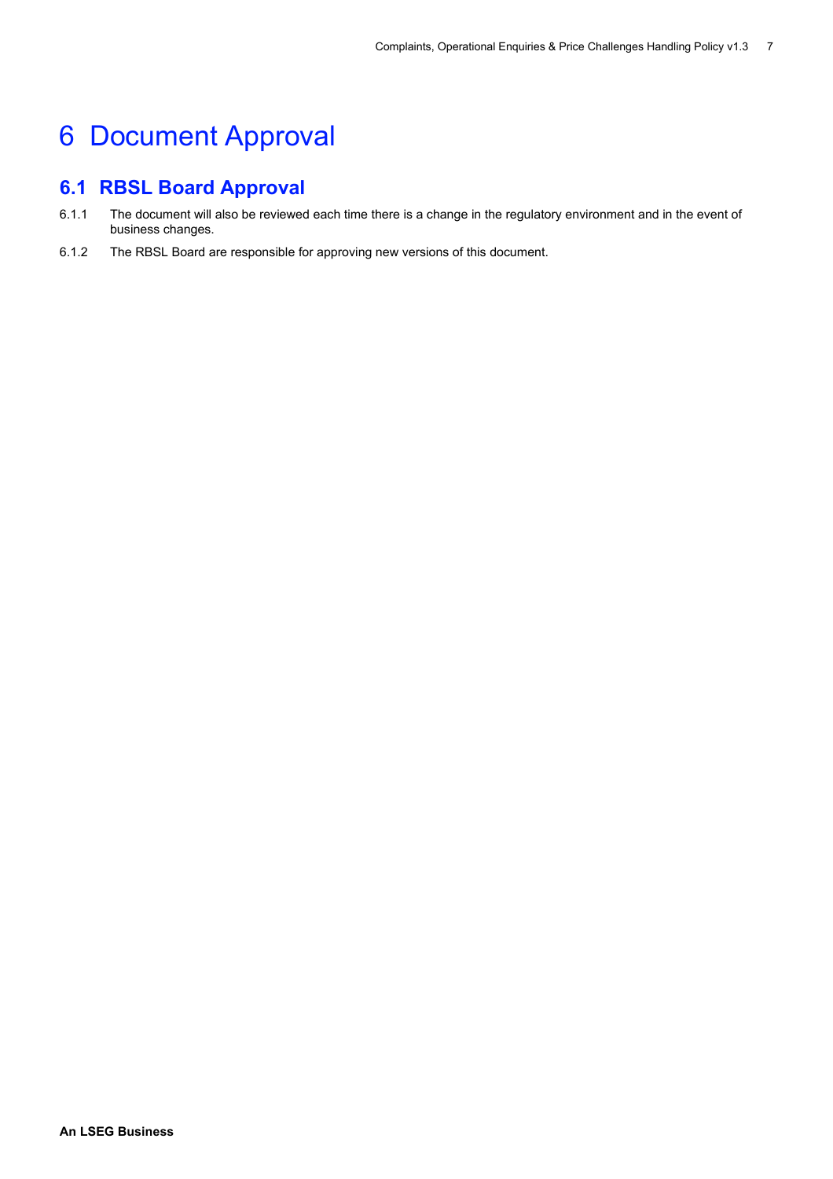# 6 Document Approval

## 6.1 RBSL Board Approval

6.1.1 The document will also be reviewed each time there is a change in the regulatory environment and in the event of business changes.

6.1.2 The RBSL Board are responsible for approving new versions of this document.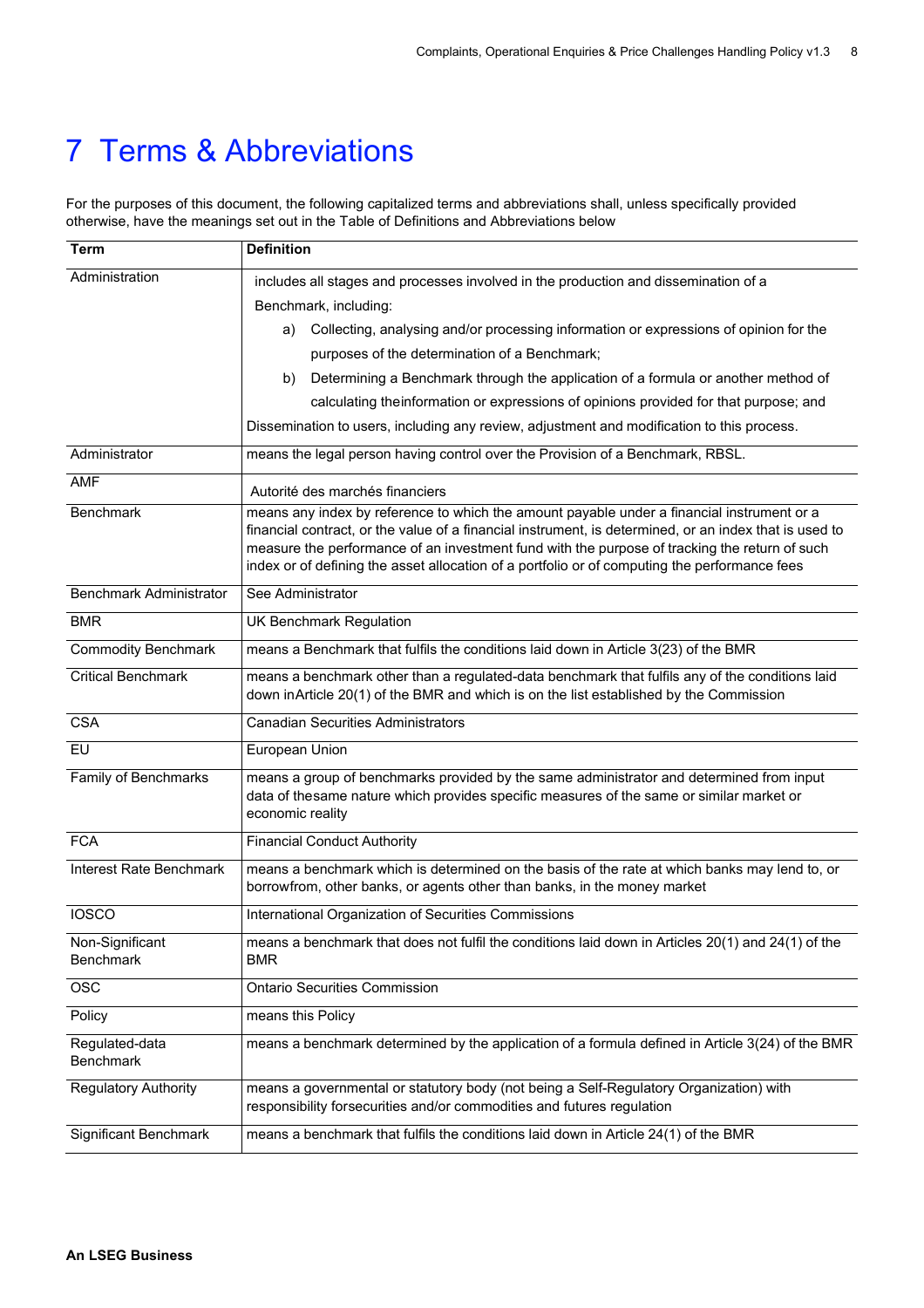# 7 Terms & Abbreviations

For the purposes of this document, the following capitalized terms and abbreviations shall, unless specifically provided otherwise, have the meanings set out in the Table of Definitions and Abbreviations below

| Term | Definition |
|---|---|
| Administration | includes all stages and processes involved in the production and dissemination of a Benchmark, including:<br>a) Collecting, analysing and/or processing information or expressions of opinion for the purposes of the determination of a Benchmark;<br>b) Determining a Benchmark through the application of a formula or another method of calculating theinformation or expressions of opinions provided for that purpose; and<br>Dissemination to users, including any review, adjustment and modification to this process. |
| Administrator | means the legal person having control over the Provision of a Benchmark, RBSL. |
| AMF | Autorité des marchés financiers |
| Benchmark | means any index by reference to which the amount payable under a financial instrument or a financial contract, or the value of a financial instrument, is determined, or an index that is used to measure the performance of an investment fund with the purpose of tracking the return of such index or of defining the asset allocation of a portfolio or of computing the performance fees |
| Benchmark Administrator | See Administrator |
| BMR | UK Benchmark Regulation |
| Commodity Benchmark | means a Benchmark that fulfils the conditions laid down in Article 3(23) of the BMR |
| Critical Benchmark | means a benchmark other than a regulated-data benchmark that fulfils any of the conditions laid down inArticle 20(1) of the BMR and which is on the list established by the Commission |
| CSA | Canadian Securities Administrators |
| EU | European Union |
| Family of Benchmarks | means a group of benchmarks provided by the same administrator and determined from input data of thesame nature which provides specific measures of the same or similar market or economic reality |
| FCA | Financial Conduct Authority |
| Interest Rate Benchmark | means a benchmark which is determined on the basis of the rate at which banks may lend to, or borrowfrom, other banks, or agents other than banks, in the money market |
| IOSCO | International Organization of Securities Commissions |
| Non-Significant Benchmark | means a benchmark that does not fulfil the conditions laid down in Articles 20(1) and 24(1) of the BMR |
| OSC | Ontario Securities Commission |
| Policy | means this Policy |
| Regulated-data Benchmark | means a benchmark determined by the application of a formula defined in Article 3(24) of the BMR |
| Regulatory Authority | means a governmental or statutory body (not being a Self-Regulatory Organization) with responsibility forsecurities and/or commodities and futures regulation |
| Significant Benchmark | means a benchmark that fulfils the conditions laid down in Article 24(1) of the BMR |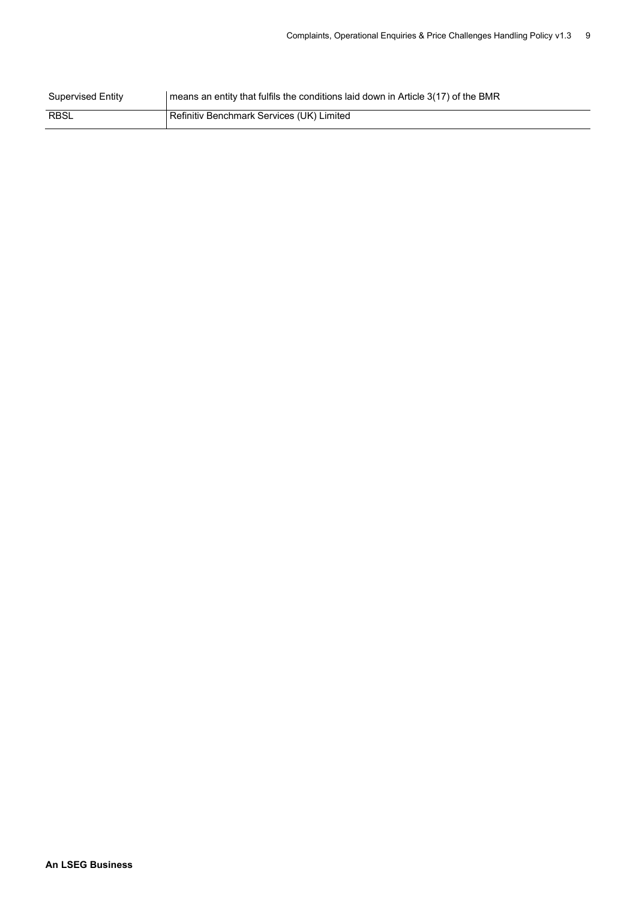| | |
|---|---|
| Supervised Entity | means an entity that fulfils the conditions laid down in Article 3(17) of the BMR |
| RBSL | Refinitiv Benchmark Services (UK) Limited |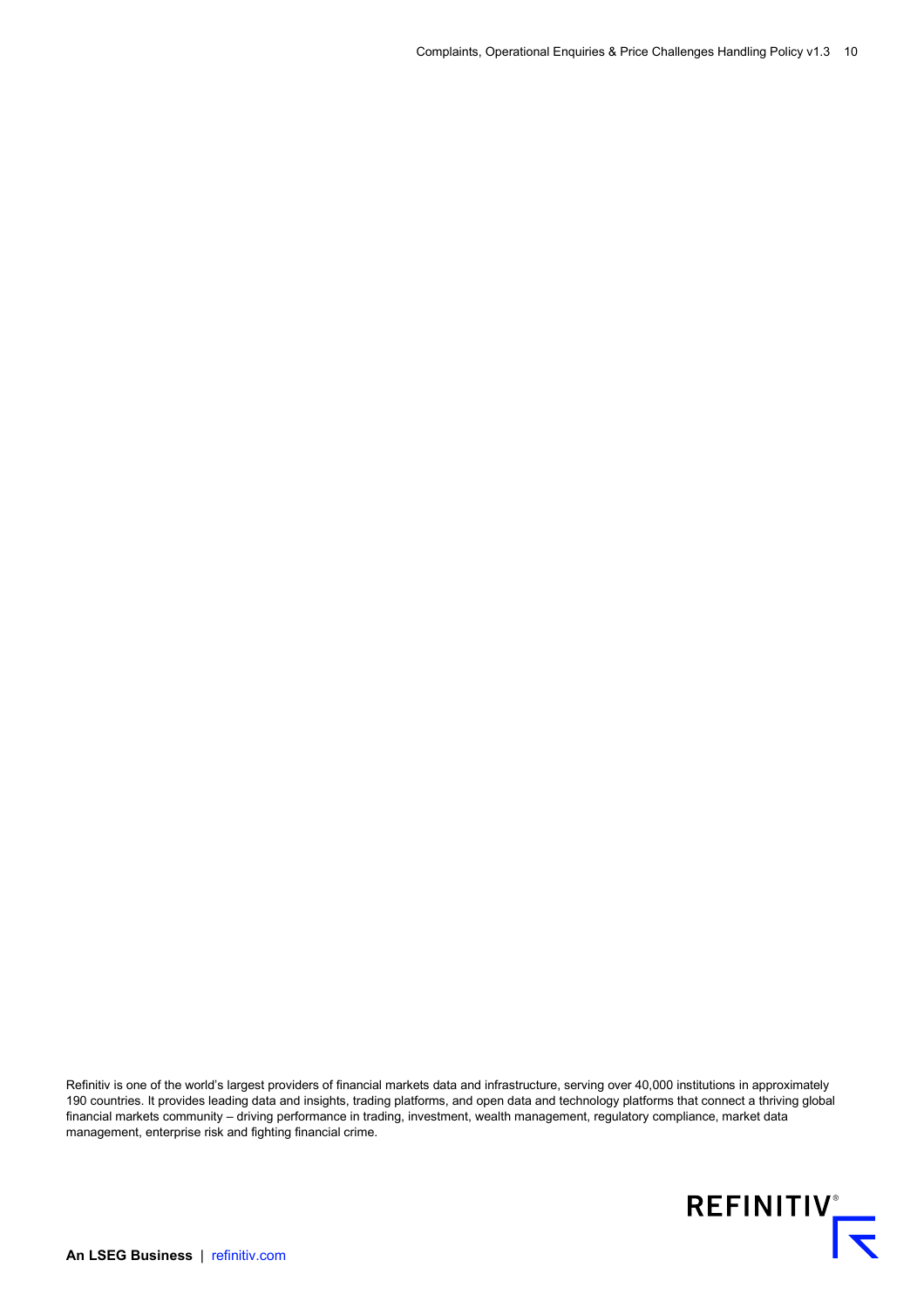Refinitiv is one of the world's largest providers of financial markets data and infrastructure, serving over 40,000 institutions in approximately 190 countries. It provides leading data and insights, trading platforms, and open data and technology platforms that connect a thriving global financial markets community – driving performance in trading, investment, wealth management, regulatory compliance, market data management, enterprise risk and fighting financial crime.

**An LSEG Business** | refinitiv.com

REFINITIV®